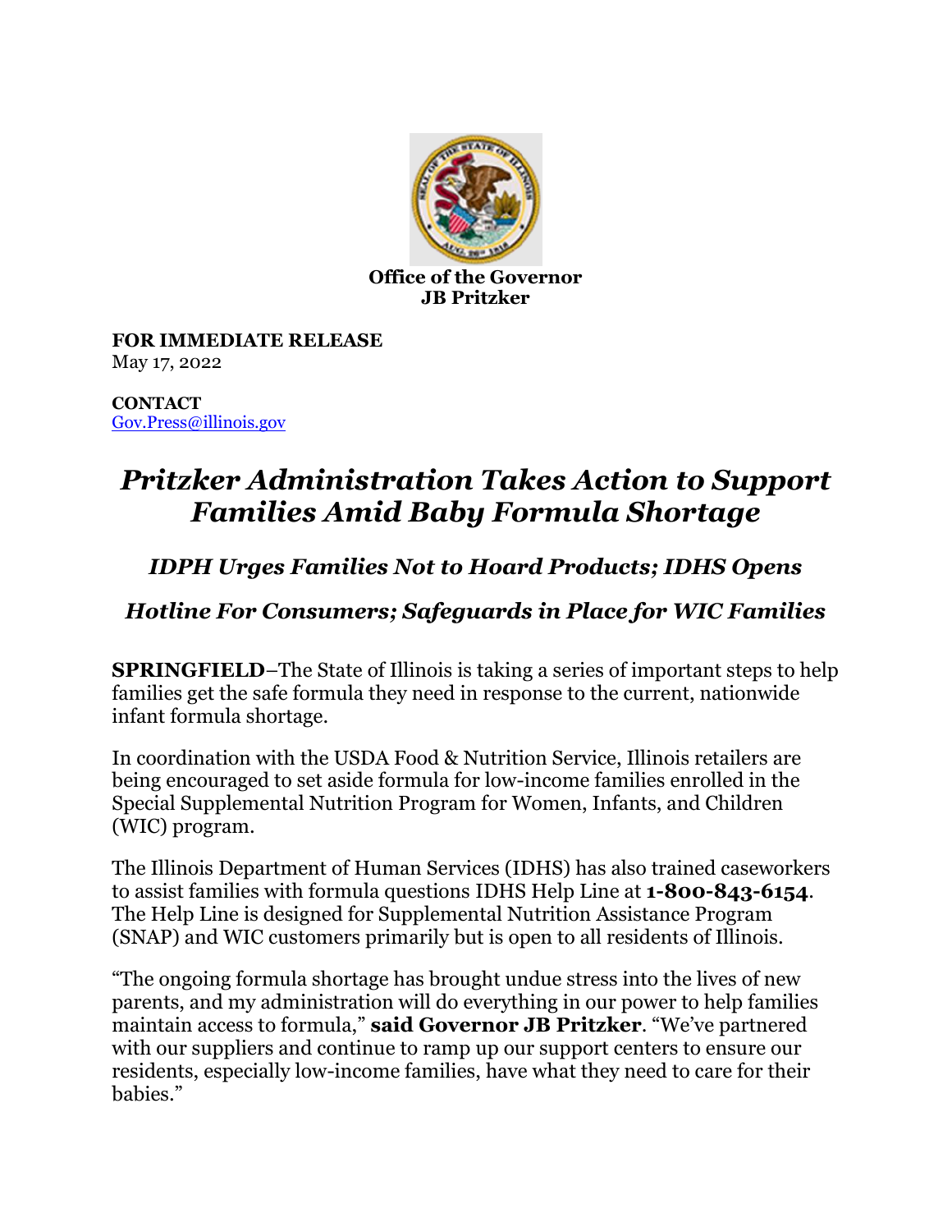**Office of the Governor**
**JB Pritzker**

**FOR IMMEDIATE RELEASE**
May 17, 2022

**CONTACT**
Gov.Press@illinois.gov

# *Pritzker Administration Takes Action to Support Families Amid Baby Formula Shortage*

## *IDPH Urges Families Not to Hoard Products; IDHS Opens Hotline For Consumers; Safeguards in Place for WIC Families*

**SPRINGFIELD**–The State of Illinois is taking a series of important steps to help families get the safe formula they need in response to the current, nationwide infant formula shortage.

In coordination with the USDA Food & Nutrition Service, Illinois retailers are being encouraged to set aside formula for low-income families enrolled in the Special Supplemental Nutrition Program for Women, Infants, and Children (WIC) program.

The Illinois Department of Human Services (IDHS) has also trained caseworkers to assist families with formula questions IDHS Help Line at **1-800-843-6154**. The Help Line is designed for Supplemental Nutrition Assistance Program (SNAP) and WIC customers primarily but is open to all residents of Illinois.

"The ongoing formula shortage has brought undue stress into the lives of new parents, and my administration will do everything in our power to help families maintain access to formula," **said Governor JB Pritzker**. "We've partnered with our suppliers and continue to ramp up our support centers to ensure our residents, especially low-income families, have what they need to care for their babies."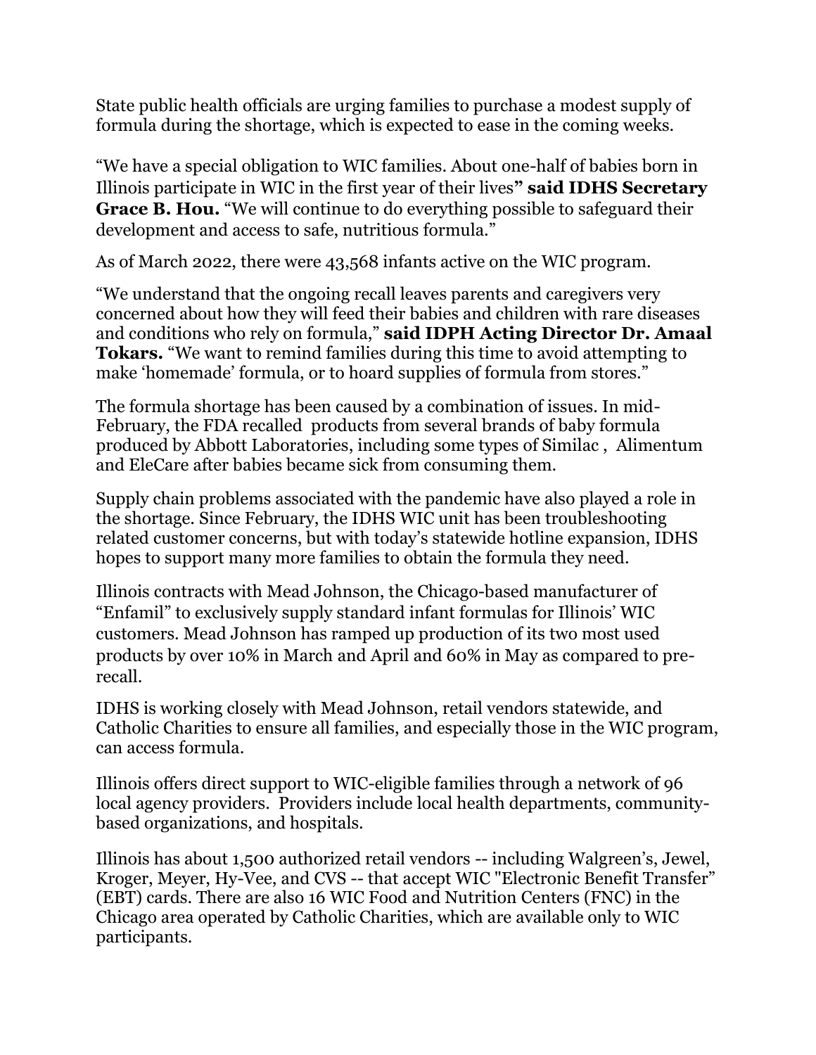State public health officials are urging families to purchase a modest supply of formula during the shortage, which is expected to ease in the coming weeks.

"We have a special obligation to WIC families. About one-half of babies born in Illinois participate in WIC in the first year of their lives**" said IDHS Secretary Grace B. Hou.** "We will continue to do everything possible to safeguard their development and access to safe, nutritious formula."

As of March 2022, there were 43,568 infants active on the WIC program.

"We understand that the ongoing recall leaves parents and caregivers very concerned about how they will feed their babies and children with rare diseases and conditions who rely on formula," **said IDPH Acting Director Dr. Amaal Tokars.** "We want to remind families during this time to avoid attempting to make 'homemade' formula, or to hoard supplies of formula from stores."

The formula shortage has been caused by a combination of issues. In mid-February, the FDA recalled products from several brands of baby formula produced by Abbott Laboratories, including some types of Similac , Alimentum and EleCare after babies became sick from consuming them.

Supply chain problems associated with the pandemic have also played a role in the shortage. Since February, the IDHS WIC unit has been troubleshooting related customer concerns, but with today's statewide hotline expansion, IDHS hopes to support many more families to obtain the formula they need.

Illinois contracts with Mead Johnson, the Chicago-based manufacturer of "Enfamil" to exclusively supply standard infant formulas for Illinois' WIC customers. Mead Johnson has ramped up production of its two most used products by over 10% in March and April and 60% in May as compared to pre-recall.

IDHS is working closely with Mead Johnson, retail vendors statewide, and Catholic Charities to ensure all families, and especially those in the WIC program, can access formula.

Illinois offers direct support to WIC-eligible families through a network of 96 local agency providers. Providers include local health departments, community-based organizations, and hospitals.

Illinois has about 1,500 authorized retail vendors -- including Walgreen's, Jewel, Kroger, Meyer, Hy-Vee, and CVS -- that accept WIC "Electronic Benefit Transfer" (EBT) cards. There are also 16 WIC Food and Nutrition Centers (FNC) in the Chicago area operated by Catholic Charities, which are available only to WIC participants.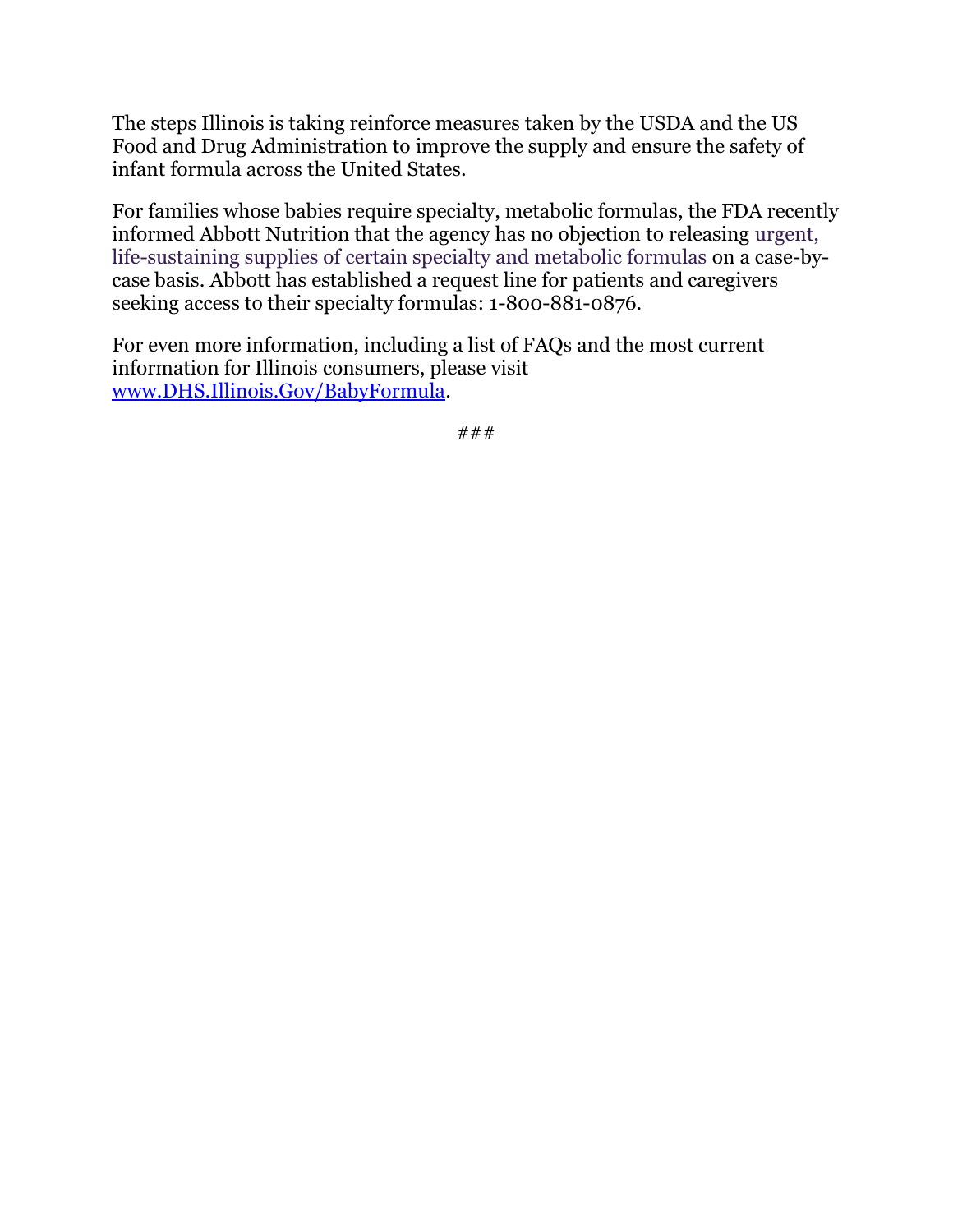The steps Illinois is taking reinforce measures taken by the USDA and the US Food and Drug Administration to improve the supply and ensure the safety of infant formula across the United States.

For families whose babies require specialty, metabolic formulas, the FDA recently informed Abbott Nutrition that the agency has no objection to releasing urgent, life-sustaining supplies of certain specialty and metabolic formulas on a case-by-case basis. Abbott has established a request line for patients and caregivers seeking access to their specialty formulas: 1-800-881-0876.

For even more information, including a list of FAQs and the most current information for Illinois consumers, please visit [www.DHS.Illinois.Gov/BabyFormula](www.DHS.Illinois.Gov/BabyFormula).

###